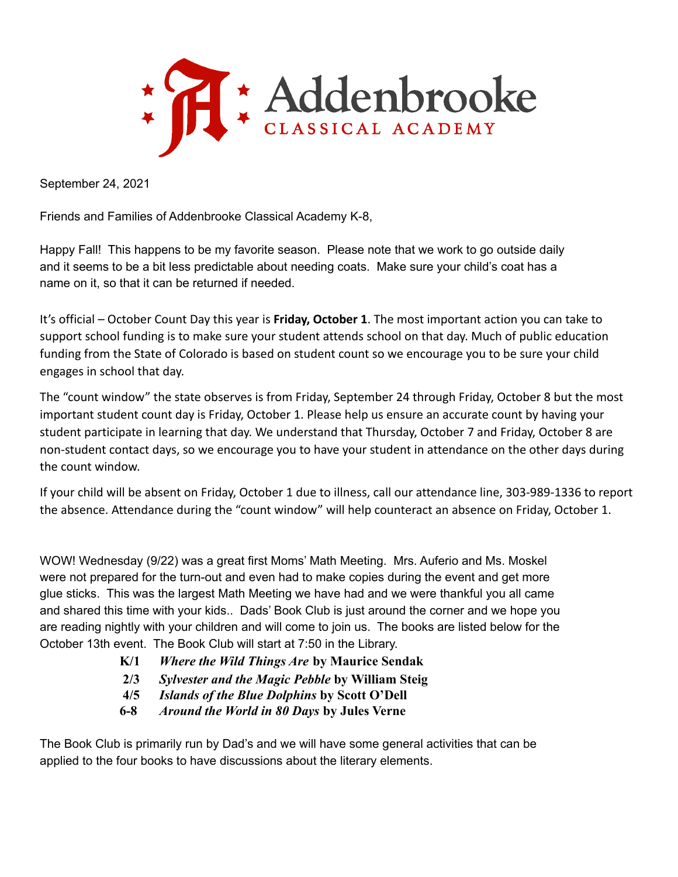Addenbrooke
CLASSICAL ACADEMY

September 24, 2021

Friends and Families of Addenbrooke Classical Academy K-8,

Happy Fall!  This happens to be my favorite season.  Please note that we work to go outside daily and it seems to be a bit less predictable about needing coats.  Make sure your child's coat has a name on it, so that it can be returned if needed.

It's official – October Count Day this year is **Friday, October 1**. The most important action you can take to support school funding is to make sure your student attends school on that day. Much of public education funding from the State of Colorado is based on student count so we encourage you to be sure your child engages in school that day.

The "count window" the state observes is from Friday, September 24 through Friday, October 8 but the most important student count day is Friday, October 1. Please help us ensure an accurate count by having your student participate in learning that day. We understand that Thursday, October 7 and Friday, October 8 are non-student contact days, so we encourage you to have your student in attendance on the other days during the count window.

If your child will be absent on Friday, October 1 due to illness, call our attendance line, 303-989-1336 to report the absence. Attendance during the "count window" will help counteract an absence on Friday, October 1.

WOW! Wednesday (9/22) was a great first Moms' Math Meeting.  Mrs. Auferio and Ms. Moskel were not prepared for the turn-out and even had to make copies during the event and get more glue sticks.  This was the largest Math Meeting we have had and we were thankful you all came and shared this time with your kids..  Dads' Book Club is just around the corner and we hope you are reading nightly with your children and will come to join us.  The books are listed below for the October 13th event.  The Book Club will start at 7:50 in the Library.

- **K/1** ***Where the Wild Things Are*** **by Maurice Sendak**
- **2/3** ***Sylvester and the Magic Pebble*** **by William Steig**
- **4/5** ***Islands of the Blue Dolphins*** **by Scott O'Dell**
- **6-8** ***Around the World in 80 Days*** **by Jules Verne**

The Book Club is primarily run by Dad's and we will have some general activities that can be applied to the four books to have discussions about the literary elements.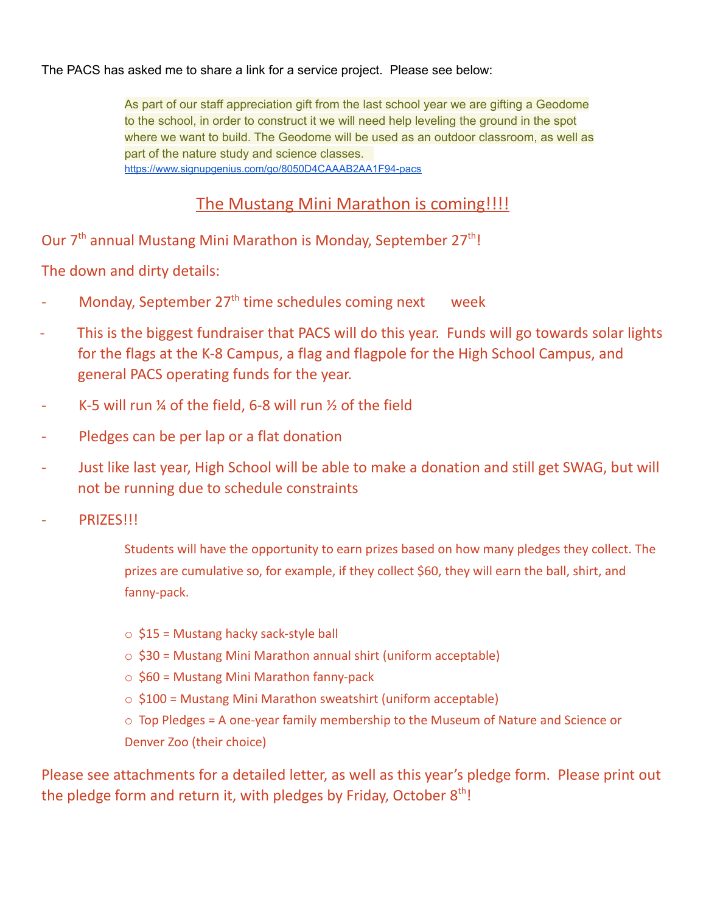The PACS has asked me to share a link for a service project. Please see below:

> As part of our staff appreciation gift from the last school year we are gifting a Geodome to the school, in order to construct it we will need help leveling the ground in the spot where we want to build. The Geodome will be used as an outdoor classroom, as well as part of the nature study and science classes.
> https://www.signupgenius.com/go/8050D4CAAAB2AA1F94-pacs

## The Mustang Mini Marathon is coming!!!!

Our 7th annual Mustang Mini Marathon is Monday, September 27th!

The down and dirty details:

- Monday, September 27th time schedules coming next week
- This is the biggest fundraiser that PACS will do this year. Funds will go towards solar lights for the flags at the K-8 Campus, a flag and flagpole for the High School Campus, and general PACS operating funds for the year.
- K-5 will run ¼ of the field, 6-8 will run ½ of the field
- Pledges can be per lap or a flat donation
- Just like last year, High School will be able to make a donation and still get SWAG, but will not be running due to schedule constraints
- PRIZES!!!

  Students will have the opportunity to earn prizes based on how many pledges they collect. The prizes are cumulative so, for example, if they collect $60, they will earn the ball, shirt, and fanny-pack.

  - $15 = Mustang hacky sack-style ball
  - $30 = Mustang Mini Marathon annual shirt (uniform acceptable)
  - $60 = Mustang Mini Marathon fanny-pack
  - $100 = Mustang Mini Marathon sweatshirt (uniform acceptable)
  - Top Pledges = A one-year family membership to the Museum of Nature and Science or Denver Zoo (their choice)

Please see attachments for a detailed letter, as well as this year's pledge form. Please print out the pledge form and return it, with pledges by Friday, October 8th!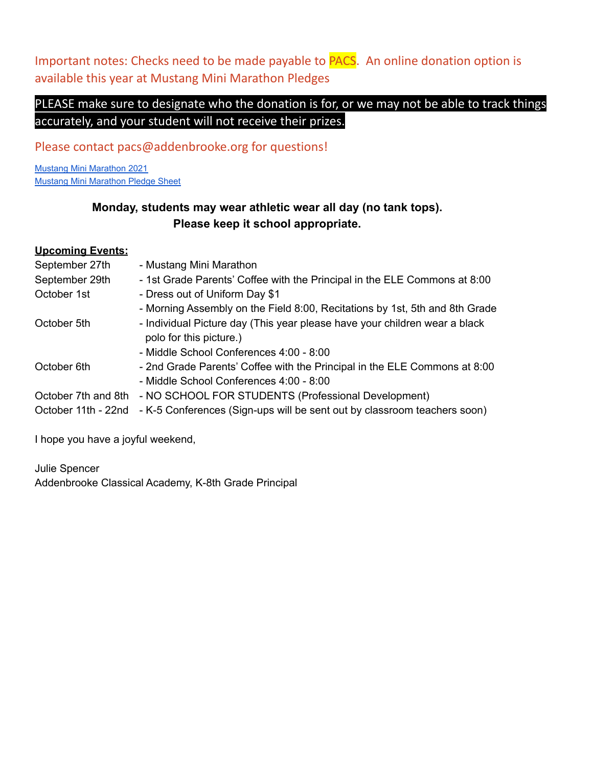Important notes: Checks need to be made payable to PACS. An online donation option is available this year at Mustang Mini Marathon Pledges

PLEASE make sure to designate who the donation is for, or we may not be able to track things accurately, and your student will not receive their prizes.

Please contact pacs@addenbrooke.org for questions!

[Mustang Mini Marathon 2021]
[Mustang Mini Marathon Pledge Sheet]

**Monday, students may wear athletic wear all day (no tank tops). Please keep it school appropriate.**

**Upcoming Events:**

| | |
|---|---|
| September 27th | - Mustang Mini Marathon |
| September 29th | - 1st Grade Parents' Coffee with the Principal in the ELE Commons at 8:00 |
| October 1st | - Dress out of Uniform Day $1 |
| | - Morning Assembly on the Field 8:00, Recitations by 1st, 5th and 8th Grade |
| October 5th | - Individual Picture day (This year please have your children wear a black polo for this picture.) |
| | - Middle School Conferences 4:00 - 8:00 |
| October 6th | - 2nd Grade Parents' Coffee with the Principal in the ELE Commons at 8:00 |
| | - Middle School Conferences 4:00 - 8:00 |
| October 7th and 8th | - NO SCHOOL FOR STUDENTS (Professional Development) |
| October 11th - 22nd | - K-5 Conferences (Sign-ups will be sent out by classroom teachers soon) |

I hope you have a joyful weekend,

Julie Spencer
Addenbrooke Classical Academy, K-8th Grade Principal